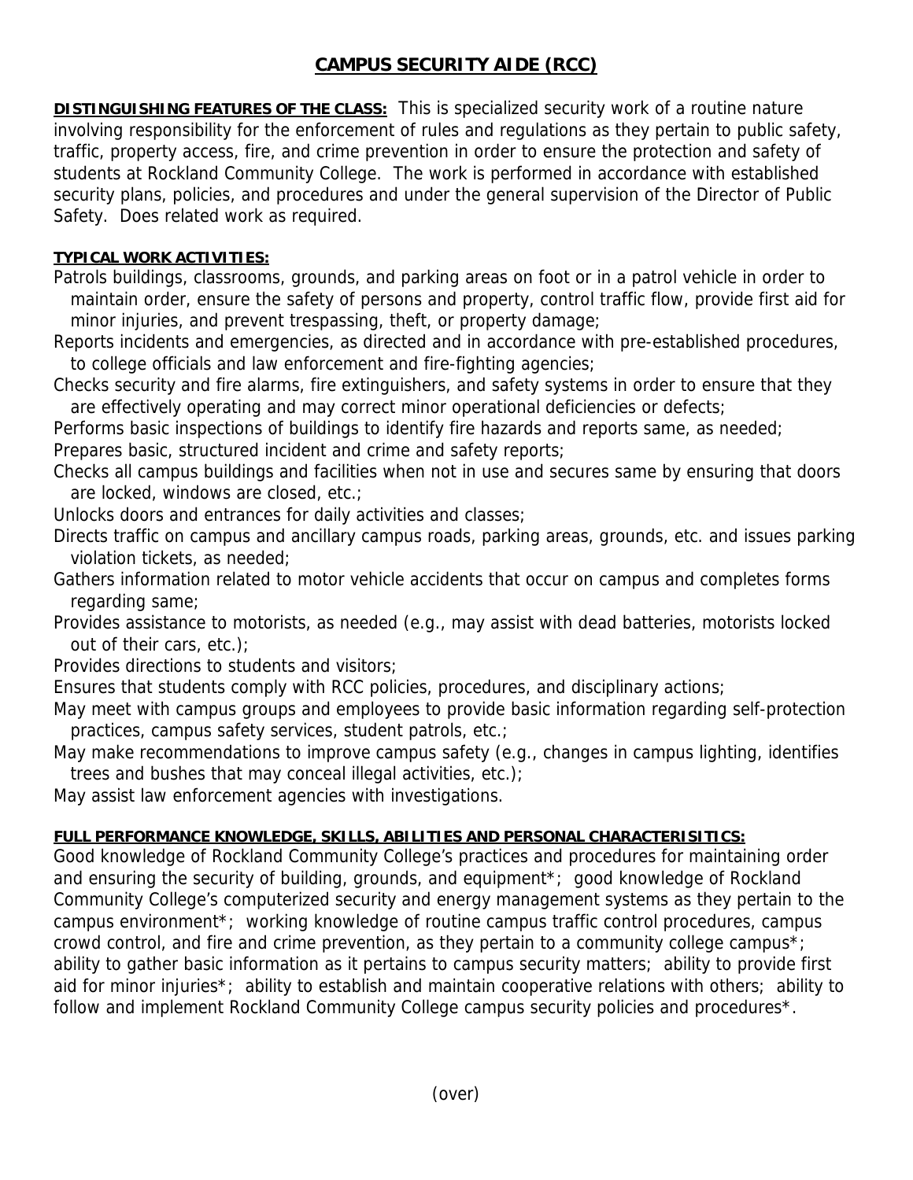# CAMPUS SECURITY AIDE (RCC)

**DISTINGUISHING FEATURES OF THE CLASS:** This is specialized security work of a routine nature involving responsibility for the enforcement of rules and regulations as they pertain to public safety, traffic, property access, fire, and crime prevention in order to ensure the protection and safety of students at Rockland Community College. The work is performed in accordance with established security plans, policies, and procedures and under the general supervision of the Director of Public Safety. Does related work as required.

**TYPICAL WORK ACTIVITIES:**

Patrols buildings, classrooms, grounds, and parking areas on foot or in a patrol vehicle in order to maintain order, ensure the safety of persons and property, control traffic flow, provide first aid for minor injuries, and prevent trespassing, theft, or property damage;

Reports incidents and emergencies, as directed and in accordance with pre-established procedures, to college officials and law enforcement and fire-fighting agencies;

Checks security and fire alarms, fire extinguishers, and safety systems in order to ensure that they are effectively operating and may correct minor operational deficiencies or defects;

Performs basic inspections of buildings to identify fire hazards and reports same, as needed;

Prepares basic, structured incident and crime and safety reports;

Checks all campus buildings and facilities when not in use and secures same by ensuring that doors are locked, windows are closed, etc.;

Unlocks doors and entrances for daily activities and classes;

Directs traffic on campus and ancillary campus roads, parking areas, grounds, etc. and issues parking violation tickets, as needed;

Gathers information related to motor vehicle accidents that occur on campus and completes forms regarding same;

Provides assistance to motorists, as needed (e.g., may assist with dead batteries, motorists locked out of their cars, etc.);

Provides directions to students and visitors;

Ensures that students comply with RCC policies, procedures, and disciplinary actions;

May meet with campus groups and employees to provide basic information regarding self-protection practices, campus safety services, student patrols, etc.;

May make recommendations to improve campus safety (e.g., changes in campus lighting, identifies trees and bushes that may conceal illegal activities, etc.);

May assist law enforcement agencies with investigations.

**FULL PERFORMANCE KNOWLEDGE, SKILLS, ABILITIES AND PERSONAL CHARACTERISITICS:**

Good knowledge of Rockland Community College's practices and procedures for maintaining order and ensuring the security of building, grounds, and equipment*; good knowledge of Rockland Community College's computerized security and energy management systems as they pertain to the campus environment*; working knowledge of routine campus traffic control procedures, campus crowd control, and fire and crime prevention, as they pertain to a community college campus*; ability to gather basic information as it pertains to campus security matters; ability to provide first aid for minor injuries*; ability to establish and maintain cooperative relations with others; ability to follow and implement Rockland Community College campus security policies and procedures*.

(over)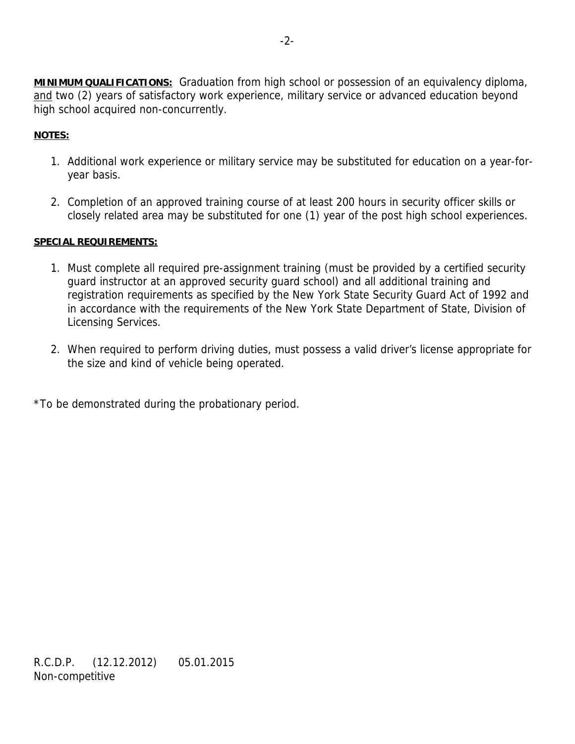**MINIMUM QUALIFICATIONS:** Graduation from high school or possession of an equivalency diploma, and two (2) years of satisfactory work experience, military service or advanced education beyond high school acquired non-concurrently.

**NOTES:**

1. Additional work experience or military service may be substituted for education on a year-for-year basis.

2. Completion of an approved training course of at least 200 hours in security officer skills or closely related area may be substituted for one (1) year of the post high school experiences.

**SPECIAL REQUIREMENTS:**

1. Must complete all required pre-assignment training (must be provided by a certified security guard instructor at an approved security guard school) and all additional training and registration requirements as specified by the New York State Security Guard Act of 1992 and in accordance with the requirements of the New York State Department of State, Division of Licensing Services.

2. When required to perform driving duties, must possess a valid driver's license appropriate for the size and kind of vehicle being operated.

*To be demonstrated during the probationary period.

R.C.D.P. (12.12.2012) 05.01.2015
Non-competitive